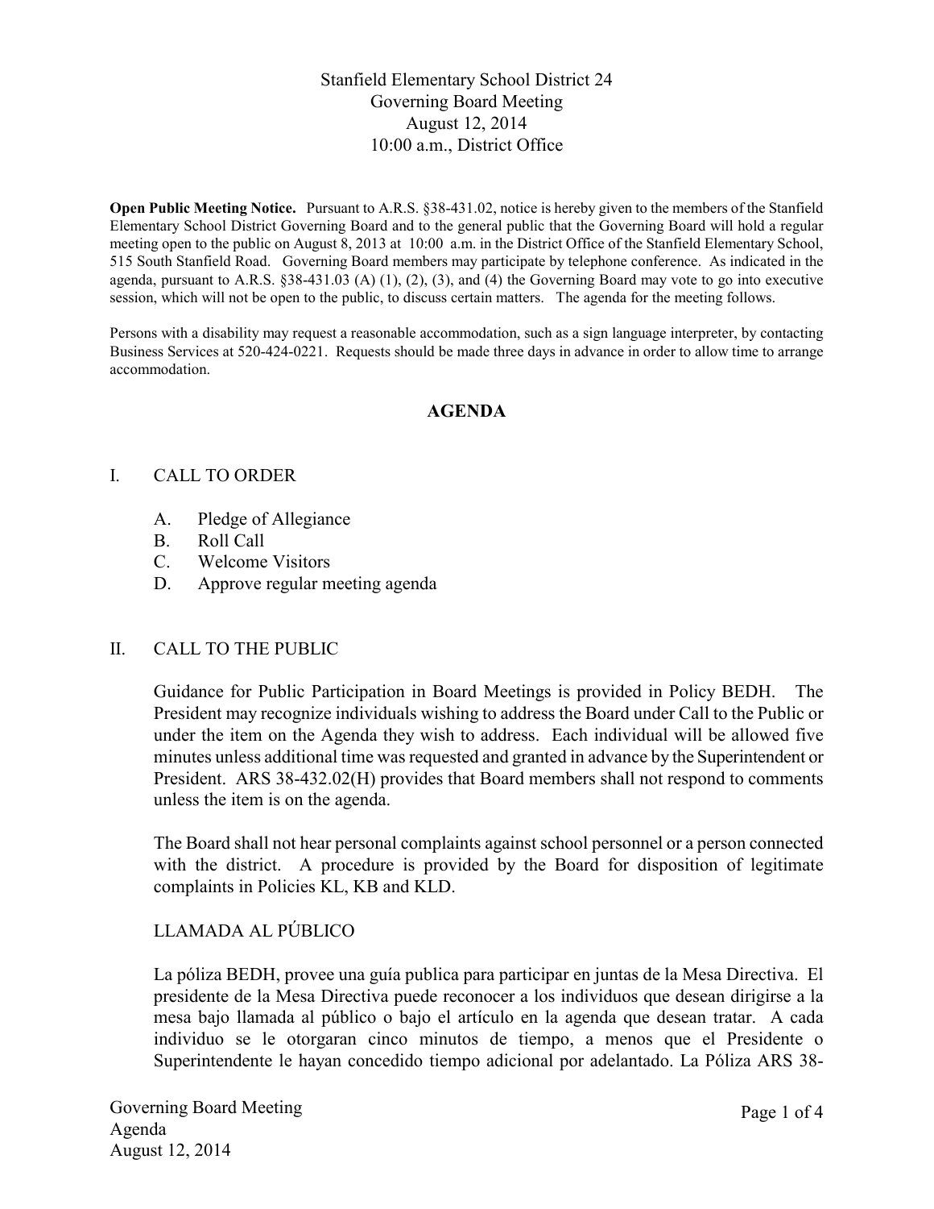Stanfield Elementary School District 24
Governing Board Meeting
August 12, 2014
10:00 a.m., District Office

**Open Public Meeting Notice.** Pursuant to A.R.S. §38-431.02, notice is hereby given to the members of the Stanfield Elementary School District Governing Board and to the general public that the Governing Board will hold a regular meeting open to the public on August 8, 2013 at 10:00 a.m. in the District Office of the Stanfield Elementary School, 515 South Stanfield Road. Governing Board members may participate by telephone conference. As indicated in the agenda, pursuant to A.R.S. §38-431.03 (A) (1), (2), (3), and (4) the Governing Board may vote to go into executive session, which will not be open to the public, to discuss certain matters. The agenda for the meeting follows.

Persons with a disability may request a reasonable accommodation, such as a sign language interpreter, by contacting Business Services at 520-424-0221. Requests should be made three days in advance in order to allow time to arrange accommodation.

## AGENDA

I. CALL TO ORDER

- A. Pledge of Allegiance
- B. Roll Call
- C. Welcome Visitors
- D. Approve regular meeting agenda

II. CALL TO THE PUBLIC

Guidance for Public Participation in Board Meetings is provided in Policy BEDH. The President may recognize individuals wishing to address the Board under Call to the Public or under the item on the Agenda they wish to address. Each individual will be allowed five minutes unless additional time was requested and granted in advance by the Superintendent or President. ARS 38-432.02(H) provides that Board members shall not respond to comments unless the item is on the agenda.

The Board shall not hear personal complaints against school personnel or a person connected with the district. A procedure is provided by the Board for disposition of legitimate complaints in Policies KL, KB and KLD.

LLAMADA AL PÚBLICO

La póliza BEDH, provee una guía publica para participar en juntas de la Mesa Directiva. El presidente de la Mesa Directiva puede reconocer a los individuos que desean dirigirse a la mesa bajo llamada al público o bajo el artículo en la agenda que desean tratar. A cada individuo se le otorgaran cinco minutos de tiempo, a menos que el Presidente o Superintendente le hayan concedido tiempo adicional por adelantado. La Póliza ARS 38-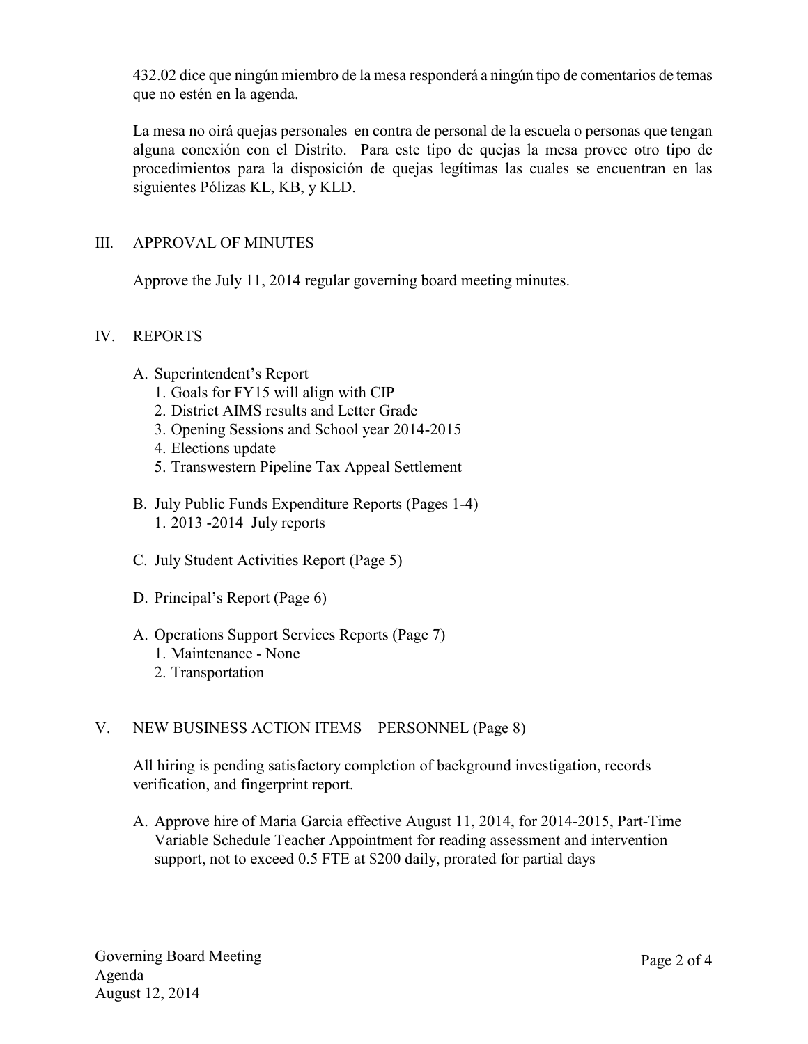432.02 dice que ningún miembro de la mesa responderá a ningún tipo de comentarios de temas que no estén en la agenda.

La mesa no oirá quejas personales en contra de personal de la escuela o personas que tengan alguna conexión con el Distrito. Para este tipo de quejas la mesa provee otro tipo de procedimientos para la disposición de quejas legítimas las cuales se encuentran en las siguientes Pólizas KL, KB, y KLD.

## III. APPROVAL OF MINUTES

Approve the July 11, 2014 regular governing board meeting minutes.

## IV. REPORTS

A. Superintendent's Report
   1. Goals for FY15 will align with CIP
   2. District AIMS results and Letter Grade
   3. Opening Sessions and School year 2014-2015
   4. Elections update
   5. Transwestern Pipeline Tax Appeal Settlement

B. July Public Funds Expenditure Reports (Pages 1-4)
   1. 2013 -2014 July reports

C. July Student Activities Report (Page 5)

D. Principal's Report (Page 6)

A. Operations Support Services Reports (Page 7)
   1. Maintenance - None
   2. Transportation

## V. NEW BUSINESS ACTION ITEMS – PERSONNEL (Page 8)

All hiring is pending satisfactory completion of background investigation, records verification, and fingerprint report.

A. Approve hire of Maria Garcia effective August 11, 2014, for 2014-2015, Part-Time Variable Schedule Teacher Appointment for reading assessment and intervention support, not to exceed 0.5 FTE at $200 daily, prorated for partial days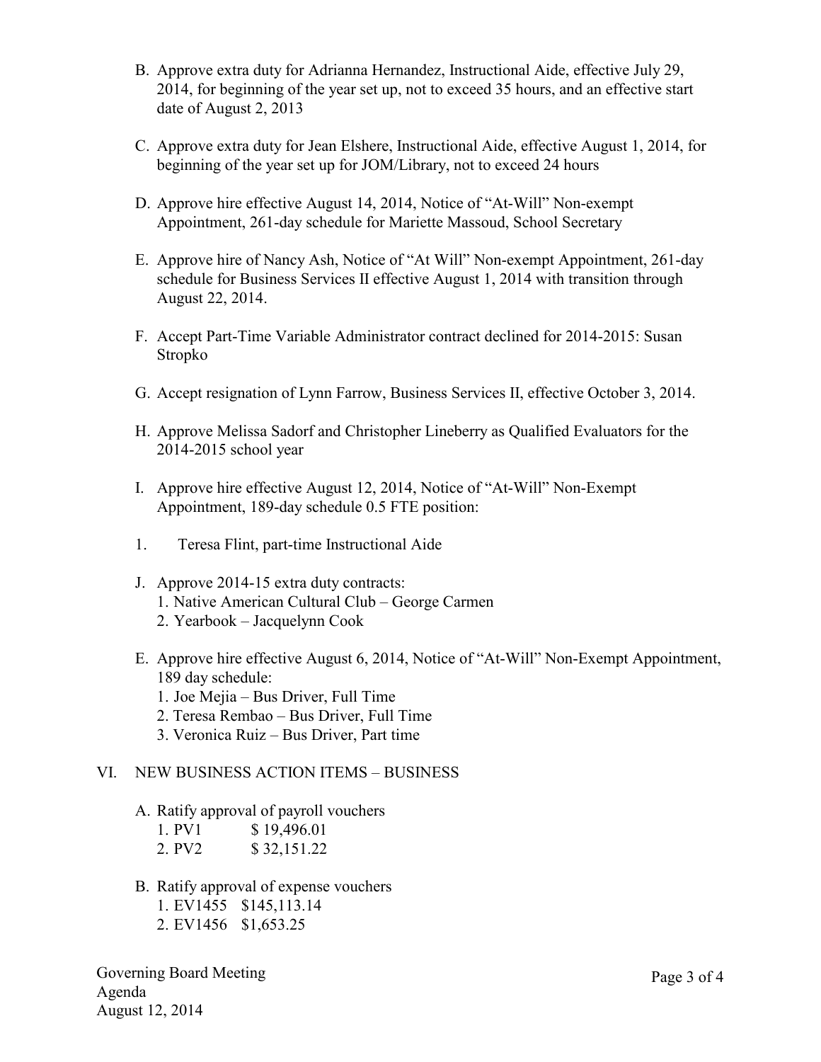B. Approve extra duty for Adrianna Hernandez, Instructional Aide, effective July 29, 2014, for beginning of the year set up, not to exceed 35 hours, and an effective start date of August 2, 2013

C. Approve extra duty for Jean Elshere, Instructional Aide, effective August 1, 2014, for beginning of the year set up for JOM/Library, not to exceed 24 hours

D. Approve hire effective August 14, 2014, Notice of "At-Will" Non-exempt Appointment, 261-day schedule for Mariette Massoud, School Secretary

E. Approve hire of Nancy Ash, Notice of "At Will" Non-exempt Appointment, 261-day schedule for Business Services II effective August 1, 2014 with transition through August 22, 2014.

F. Accept Part-Time Variable Administrator contract declined for 2014-2015: Susan Stropko

G. Accept resignation of Lynn Farrow, Business Services II, effective October 3, 2014.

H. Approve Melissa Sadorf and Christopher Lineberry as Qualified Evaluators for the 2014-2015 school year

I. Approve hire effective August 12, 2014, Notice of "At-Will" Non-Exempt Appointment, 189-day schedule 0.5 FTE position:

1. Teresa Flint, part-time Instructional Aide

J. Approve 2014-15 extra duty contracts:
   1. Native American Cultural Club – George Carmen
   2. Yearbook – Jacquelynn Cook

E. Approve hire effective August 6, 2014, Notice of "At-Will" Non-Exempt Appointment, 189 day schedule:
   1. Joe Mejia – Bus Driver, Full Time
   2. Teresa Rembao – Bus Driver, Full Time
   3. Veronica Ruiz – Bus Driver, Part time

VI. NEW BUSINESS ACTION ITEMS – BUSINESS

A. Ratify approval of payroll vouchers
   1. PV1 $ 19,496.01
   2. PV2 $ 32,151.22

B. Ratify approval of expense vouchers
   1. EV1455 $145,113.14
   2. EV1456 $1,653.25

Governing Board Meeting
Agenda
August 12, 2014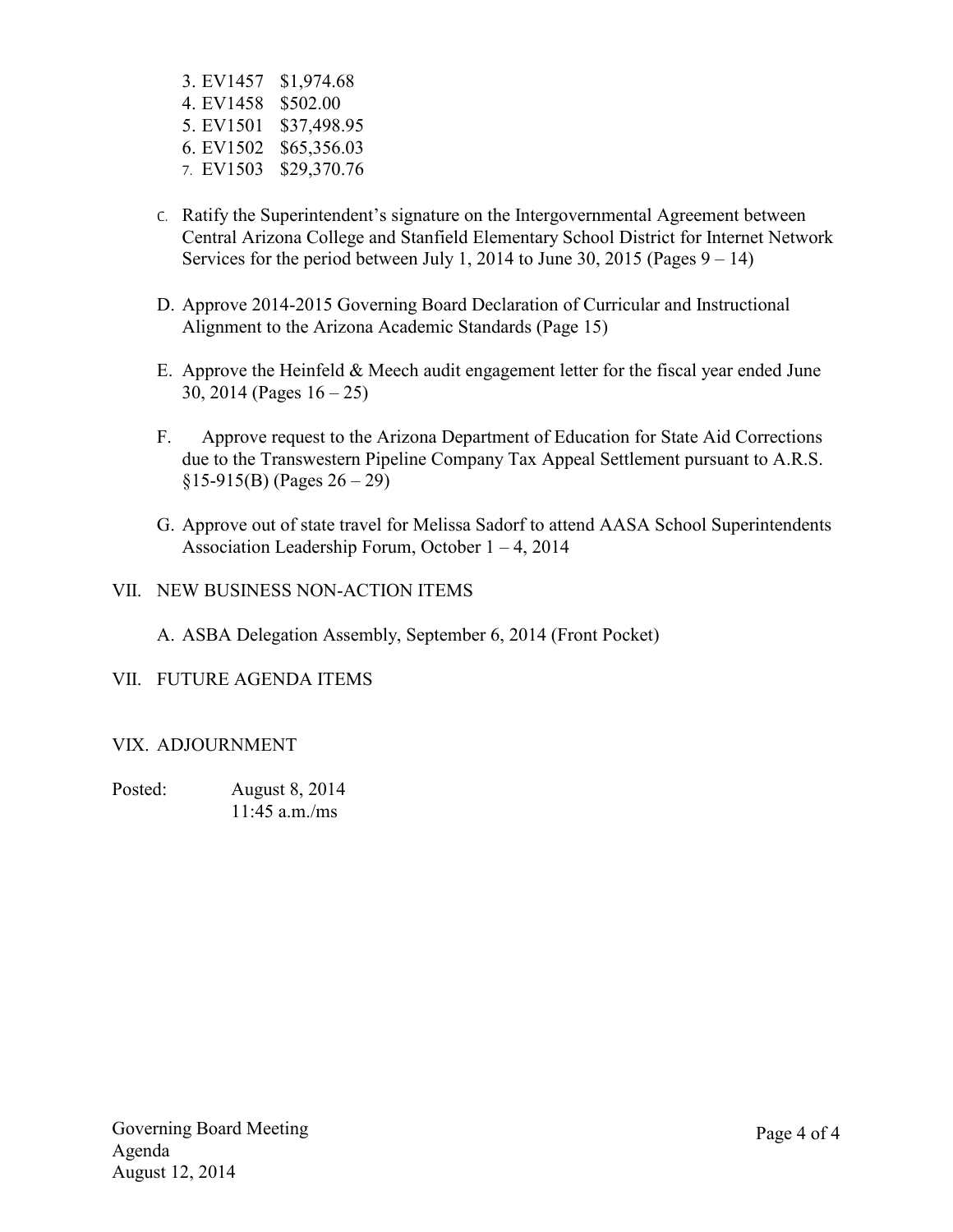3. EV1457 $1,974.68
4. EV1458 $502.00
5. EV1501 $37,498.95
6. EV1502 $65,356.03
7. EV1503 $29,370.76

C. Ratify the Superintendent's signature on the Intergovernmental Agreement between Central Arizona College and Stanfield Elementary School District for Internet Network Services for the period between July 1, 2014 to June 30, 2015 (Pages 9 – 14)

D. Approve 2014-2015 Governing Board Declaration of Curricular and Instructional Alignment to the Arizona Academic Standards (Page 15)

E. Approve the Heinfeld & Meech audit engagement letter for the fiscal year ended June 30, 2014 (Pages 16 – 25)

F. Approve request to the Arizona Department of Education for State Aid Corrections due to the Transwestern Pipeline Company Tax Appeal Settlement pursuant to A.R.S. §15-915(B) (Pages 26 – 29)

G. Approve out of state travel for Melissa Sadorf to attend AASA School Superintendents Association Leadership Forum, October 1 – 4, 2014

VII. NEW BUSINESS NON-ACTION ITEMS

A. ASBA Delegation Assembly, September 6, 2014 (Front Pocket)

VII. FUTURE AGENDA ITEMS

VIX. ADJOURNMENT

Posted: August 8, 2014
11:45 a.m./ms